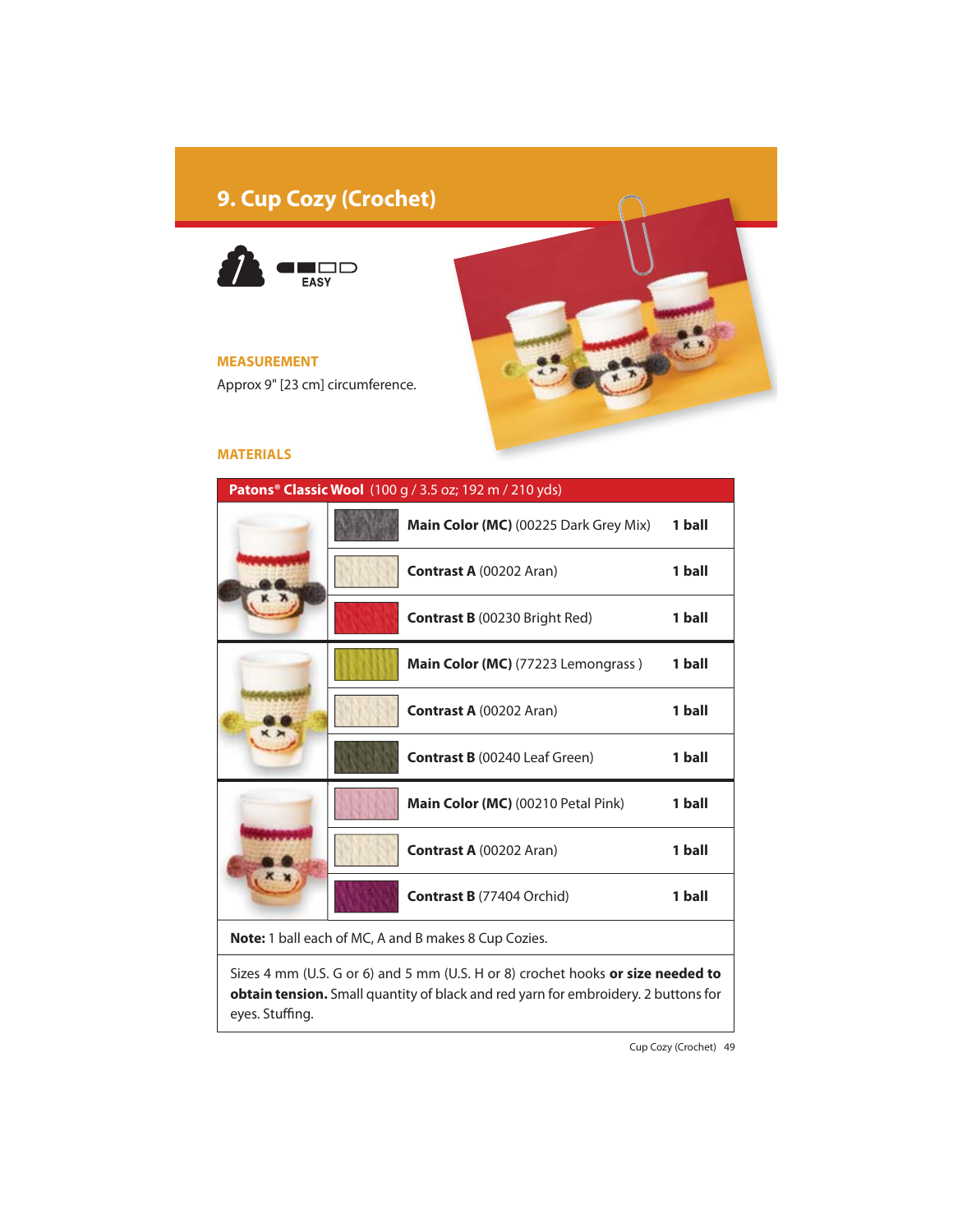# 9. Cup Cozy (Crochet)

EASY

## MEASUREMENT

Approx 9" [23 cm] circumference.

## MATERIALS

| **Patons® Classic Wool** (100 g / 3.5 oz; 192 m / 210 yds) | |
|---|---|
| **Main Color (MC)** (00225 Dark Grey Mix) | **1 ball** |
| **Contrast A** (00202 Aran) | **1 ball** |
| **Contrast B** (00230 Bright Red) | **1 ball** |
| **Main Color (MC)** (77223 Lemongrass ) | **1 ball** |
| **Contrast A** (00202 Aran) | **1 ball** |
| **Contrast B** (00240 Leaf Green) | **1 ball** |
| **Main Color (MC)** (00210 Petal Pink) | **1 ball** |
| **Contrast A** (00202 Aran) | **1 ball** |
| **Contrast B** (77404 Orchid) | **1 ball** |

**Note:** 1 ball each of MC, A and B makes 8 Cup Cozies.

Sizes 4 mm (U.S. G or 6) and 5 mm (U.S. H or 8) crochet hooks **or size needed to obtain tension.** Small quantity of black and red yarn for embroidery. 2 buttons for eyes. Stuffing.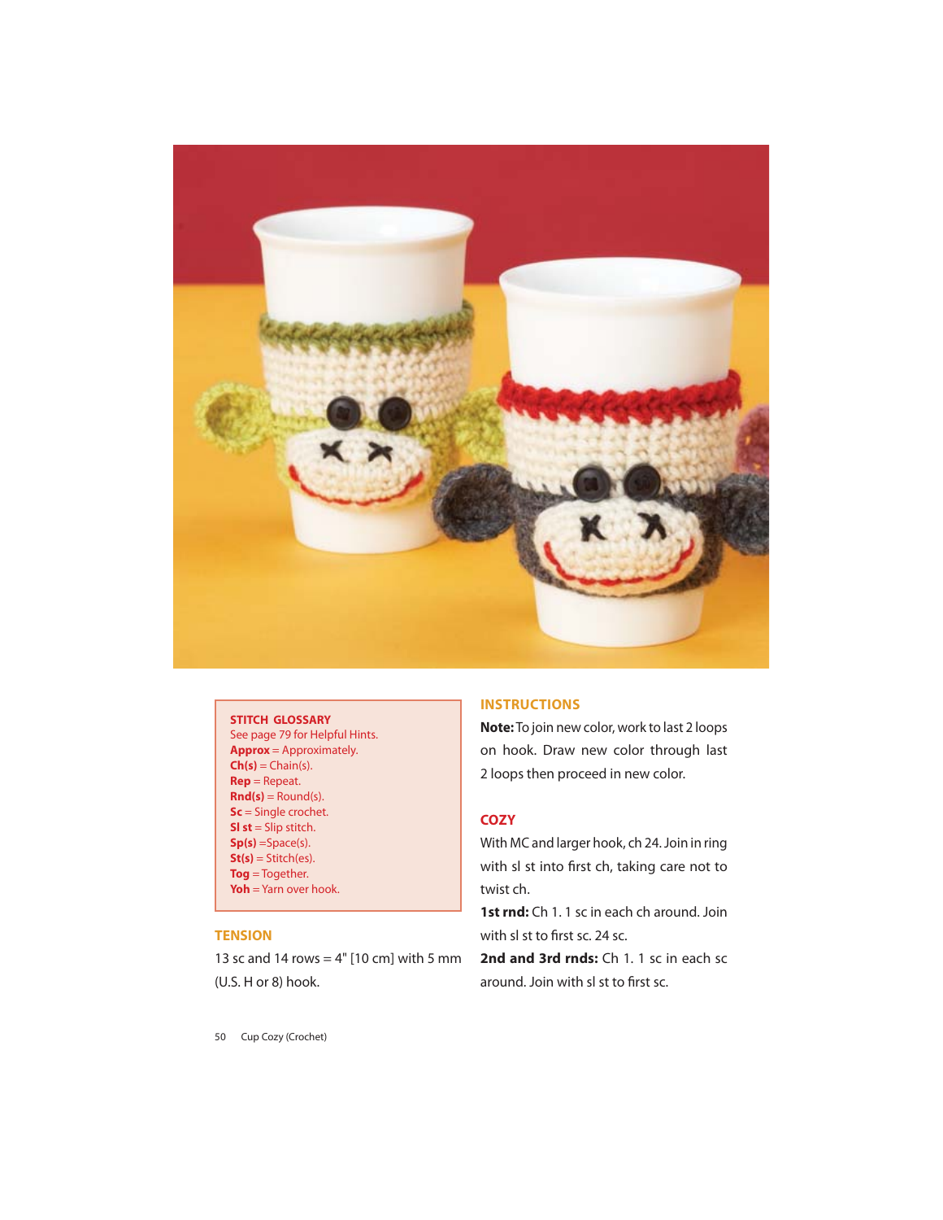**STITCH GLOSSARY**

See page 79 for Helpful Hints.

**Approx** = Approximately.
**Ch(s)** = Chain(s).
**Rep** = Repeat.
**Rnd(s)** = Round(s).
**Sc** = Single crochet.
**Sl st** = Slip stitch.
**Sp(s)** =Space(s).
**St(s)** = Stitch(es).
**Tog** = Together.
**Yoh** = Yarn over hook.

## TENSION

13 sc and 14 rows = 4" [10 cm] with 5 mm (U.S. H or 8) hook.

## INSTRUCTIONS

**Note:** To join new color, work to last 2 loops on hook. Draw new color through last 2 loops then proceed in new color.

## COZY

With MC and larger hook, ch 24. Join in ring with sl st into first ch, taking care not to twist ch.

**1st rnd:** Ch 1. 1 sc in each ch around. Join with sl st to first sc. 24 sc.

**2nd and 3rd rnds:** Ch 1. 1 sc in each sc around. Join with sl st to first sc.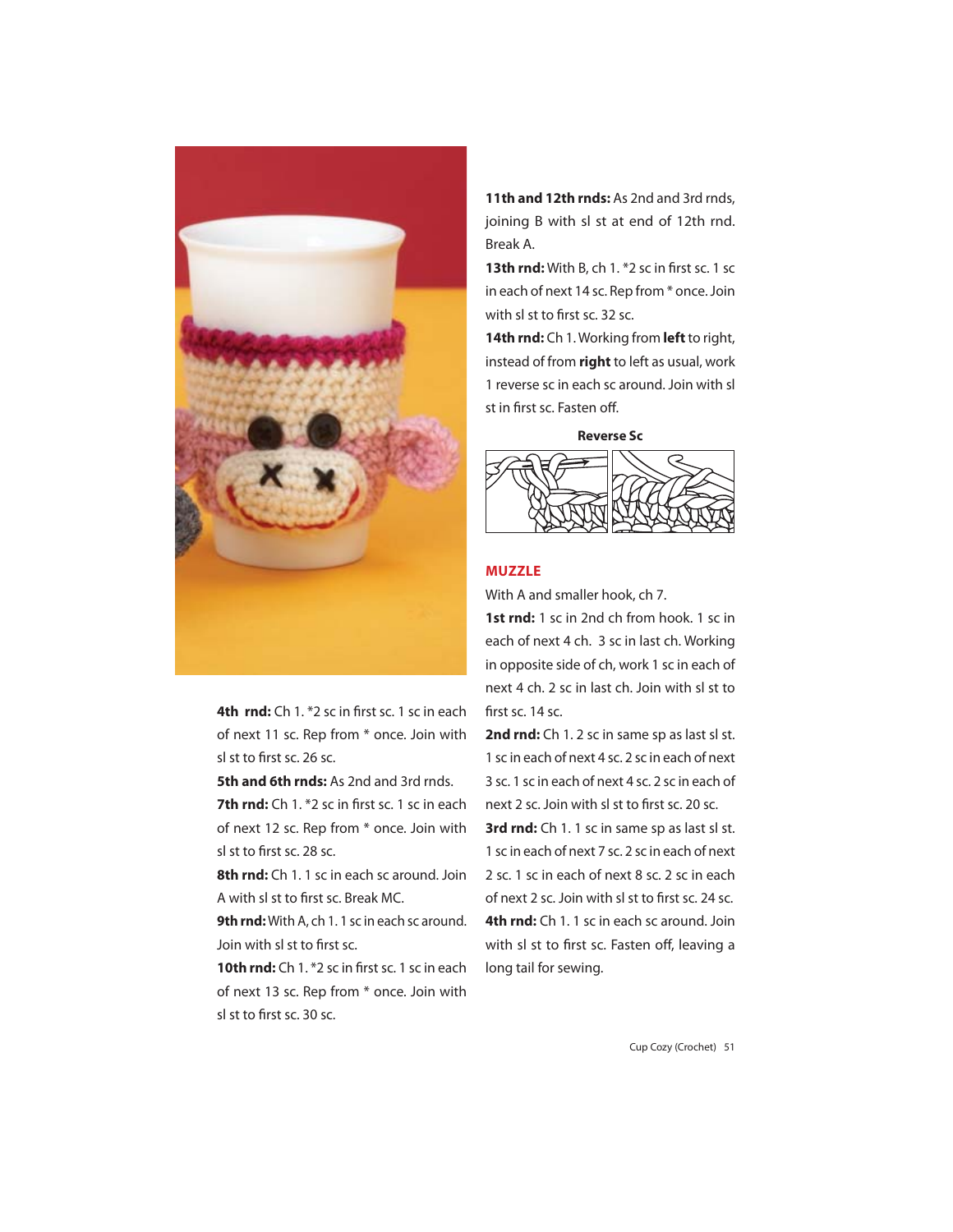**4th rnd:** Ch 1. *2 sc in first sc. 1 sc in each of next 11 sc. Rep from * once. Join with sl st to first sc. 26 sc.

**5th and 6th rnds:** As 2nd and 3rd rnds.

**7th rnd:** Ch 1. *2 sc in first sc. 1 sc in each of next 12 sc. Rep from * once. Join with sl st to first sc. 28 sc.

**8th rnd:** Ch 1. 1 sc in each sc around. Join A with sl st to first sc. Break MC.

**9th rnd:** With A, ch 1. 1 sc in each sc around. Join with sl st to first sc.

**10th rnd:** Ch 1. *2 sc in first sc. 1 sc in each of next 13 sc. Rep from * once. Join with sl st to first sc. 30 sc.

**11th and 12th rnds:** As 2nd and 3rd rnds, joining B with sl st at end of 12th rnd. Break A.

**13th rnd:** With B, ch 1. *2 sc in first sc. 1 sc in each of next 14 sc. Rep from * once. Join with sl st to first sc. 32 sc.

**14th rnd:** Ch 1. Working from **left** to right, instead of from **right** to left as usual, work 1 reverse sc in each sc around. Join with sl st in first sc. Fasten off.

**Reverse Sc**

## MUZZLE

With A and smaller hook, ch 7.

**1st rnd:** 1 sc in 2nd ch from hook. 1 sc in each of next 4 ch. 3 sc in last ch. Working in opposite side of ch, work 1 sc in each of next 4 ch. 2 sc in last ch. Join with sl st to first sc. 14 sc.

**2nd rnd:** Ch 1. 2 sc in same sp as last sl st. 1 sc in each of next 4 sc. 2 sc in each of next 3 sc. 1 sc in each of next 4 sc. 2 sc in each of next 2 sc. Join with sl st to first sc. 20 sc.

**3rd rnd:** Ch 1. 1 sc in same sp as last sl st. 1 sc in each of next 7 sc. 2 sc in each of next 2 sc. 1 sc in each of next 8 sc. 2 sc in each of next 2 sc. Join with sl st to first sc. 24 sc.

**4th rnd:** Ch 1. 1 sc in each sc around. Join with sl st to first sc. Fasten off, leaving a long tail for sewing.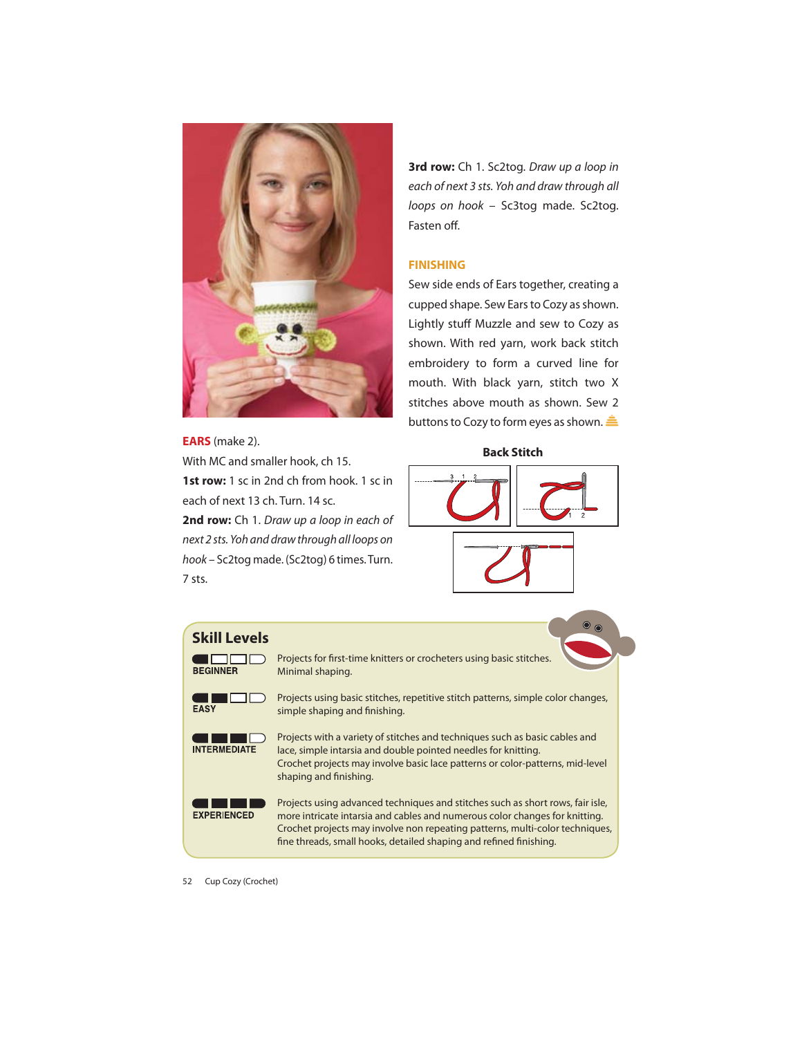**EARS** (make 2).

With MC and smaller hook, ch 15.

**1st row:** 1 sc in 2nd ch from hook. 1 sc in each of next 13 ch. Turn. 14 sc.

**2nd row:** Ch 1. *Draw up a loop in each of next 2 sts. Yoh and draw through all loops on hook* – Sc2tog made. (Sc2tog) 6 times. Turn. 7 sts.

**3rd row:** Ch 1. Sc2tog. *Draw up a loop in each of next 3 sts. Yoh and draw through all loops on hook* – Sc3tog made. Sc2tog. Fasten off.

## FINISHING

Sew side ends of Ears together, creating a cupped shape. Sew Ears to Cozy as shown. Lightly stuff Muzzle and sew to Cozy as shown. With red yarn, work back stitch embroidery to form a curved line for mouth. With black yarn, stitch two X stitches above mouth as shown. Sew 2 buttons to Cozy to form eyes as shown.

**Back Stitch**

3 1 2

1 2

## Skill Levels

**BEGINNER** – Projects for first-time knitters or crocheters using basic stitches. Minimal shaping.

**EASY** – Projects using basic stitches, repetitive stitch patterns, simple color changes, simple shaping and finishing.

**INTERMEDIATE** – Projects with a variety of stitches and techniques such as basic cables and lace, simple intarsia and double pointed needles for knitting. Crochet projects may involve basic lace patterns or color-patterns, mid-level shaping and finishing.

**EXPERIENCED** – Projects using advanced techniques and stitches such as short rows, fair isle, more intricate intarsia and cables and numerous color changes for knitting. Crochet projects may involve non repeating patterns, multi-color techniques, fine threads, small hooks, detailed shaping and refined finishing.